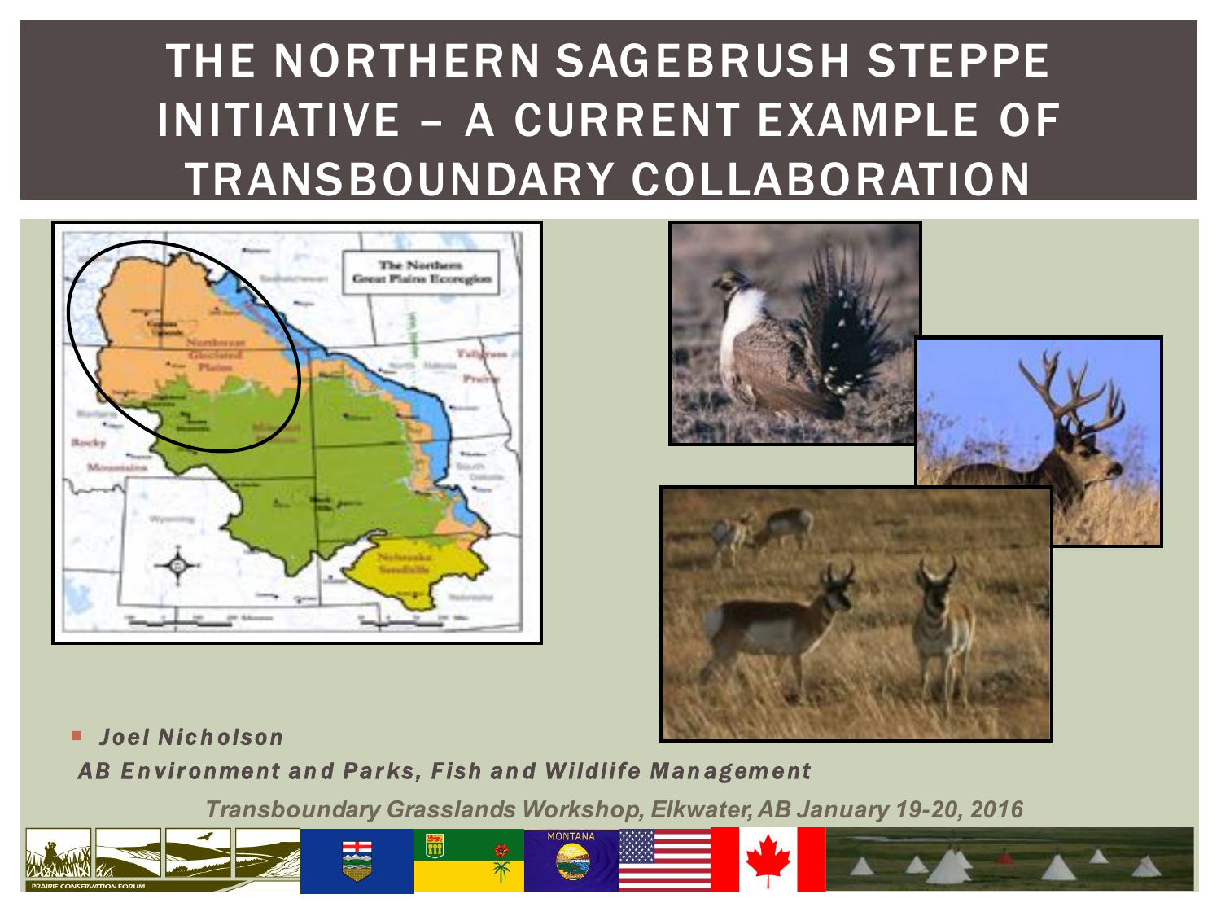# THE NORTHERN SAGEBRUSH STEPPE INITIATIVE – A CURRENT EXAMPLE OF TRANSBOUNDARY COLLABORATION

- ***Joel Nicholson***

***AB Environment and Parks, Fish and Wildlife Management***

*Transboundary Grasslands Workshop, Elkwater, AB January 19-20, 2016*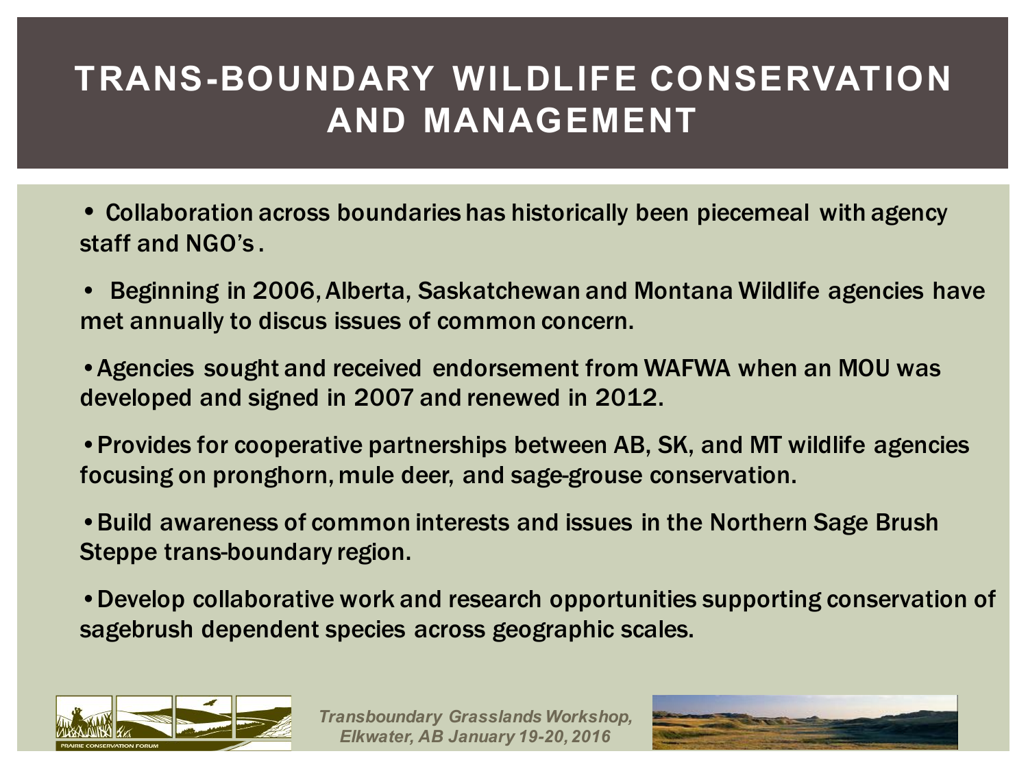# TRANS-BOUNDARY WILDLIFE CONSERVATION AND MANAGEMENT

- Collaboration across boundaries has historically been piecemeal with agency staff and NGO's .
- Beginning in 2006, Alberta, Saskatchewan and Montana Wildlife agencies have met annually to discus issues of common concern.
- Agencies sought and received endorsement from WAFWA when an MOU was developed and signed in 2007 and renewed in 2012.
- Provides for cooperative partnerships between AB, SK, and MT wildlife agencies focusing on pronghorn, mule deer, and sage-grouse conservation.
- Build awareness of common interests and issues in the Northern Sage Brush Steppe trans-boundary region.
- Develop collaborative work and research opportunities supporting conservation of sagebrush dependent species across geographic scales.

*Transboundary Grasslands Workshop, Elkwater, AB January 19-20, 2016*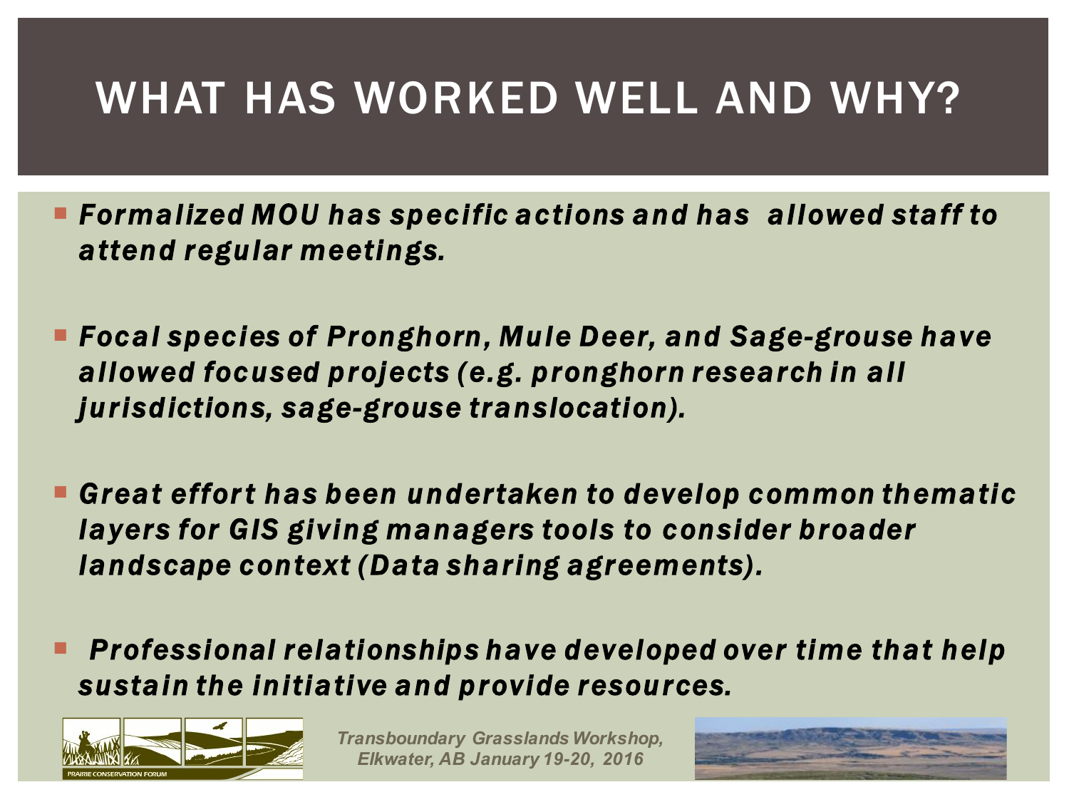# WHAT HAS WORKED WELL AND WHY?

- *Formalized MOU has specific actions and has allowed staff to attend regular meetings.*

- *Focal species of Pronghorn, Mule Deer, and Sage-grouse have allowed focused projects (e.g. pronghorn research in all jurisdictions, sage-grouse translocation).*

- *Great effort has been undertaken to develop common thematic layers for GIS giving managers tools to consider broader landscape context (Data sharing agreements).*

- *Professional relationships have developed over time that help sustain the initiative and provide resources.*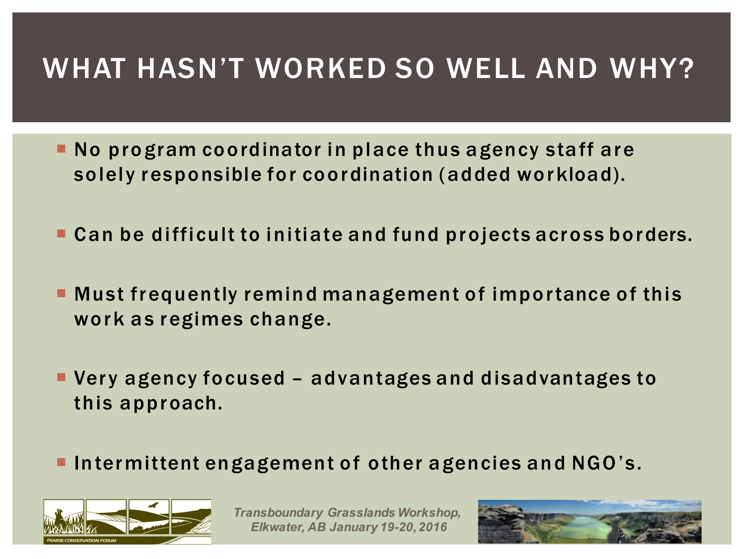# WHAT HASN'T WORKED SO WELL AND WHY?

- No program coordinator in place thus agency staff are solely responsible for coordination (added workload).
- Can be difficult to initiate and fund projects across borders.
- Must frequently remind management of importance of this work as regimes change.
- Very agency focused – advantages and disadvantages to this approach.
- Intermittent engagement of other agencies and NGO's.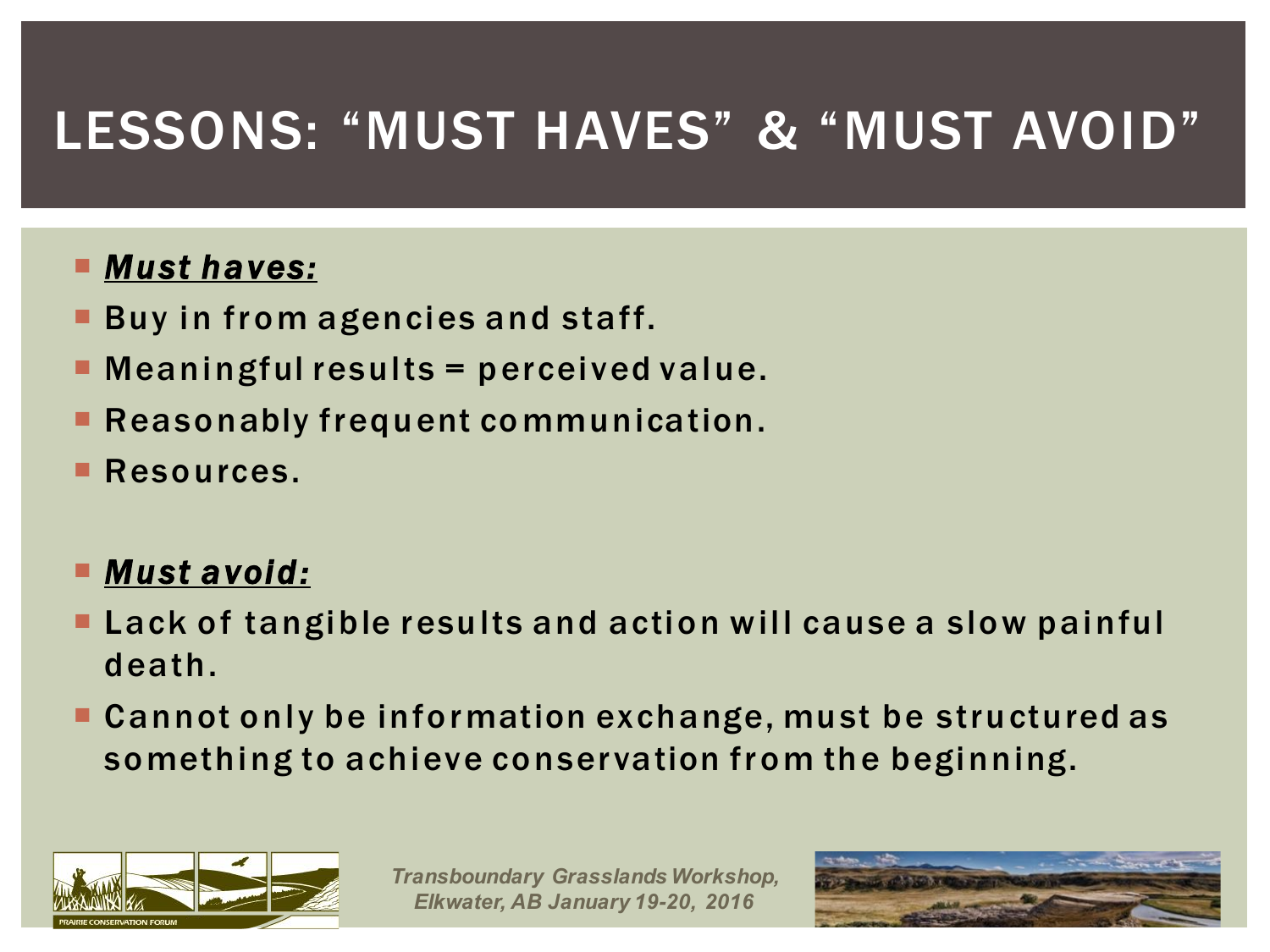# LESSONS: "MUST HAVES" & "MUST AVOID"

- ***Must haves:***
- Buy in from agencies and staff.
- Meaningful results = perceived value.
- Reasonably frequent communication.
- Resources.

- ***Must avoid:***
- Lack of tangible results and action will cause a slow painful death.
- Cannot only be information exchange, must be structured as something to achieve conservation from the beginning.

*Transboundary Grasslands Workshop, Elkwater, AB January 19-20, 2016*